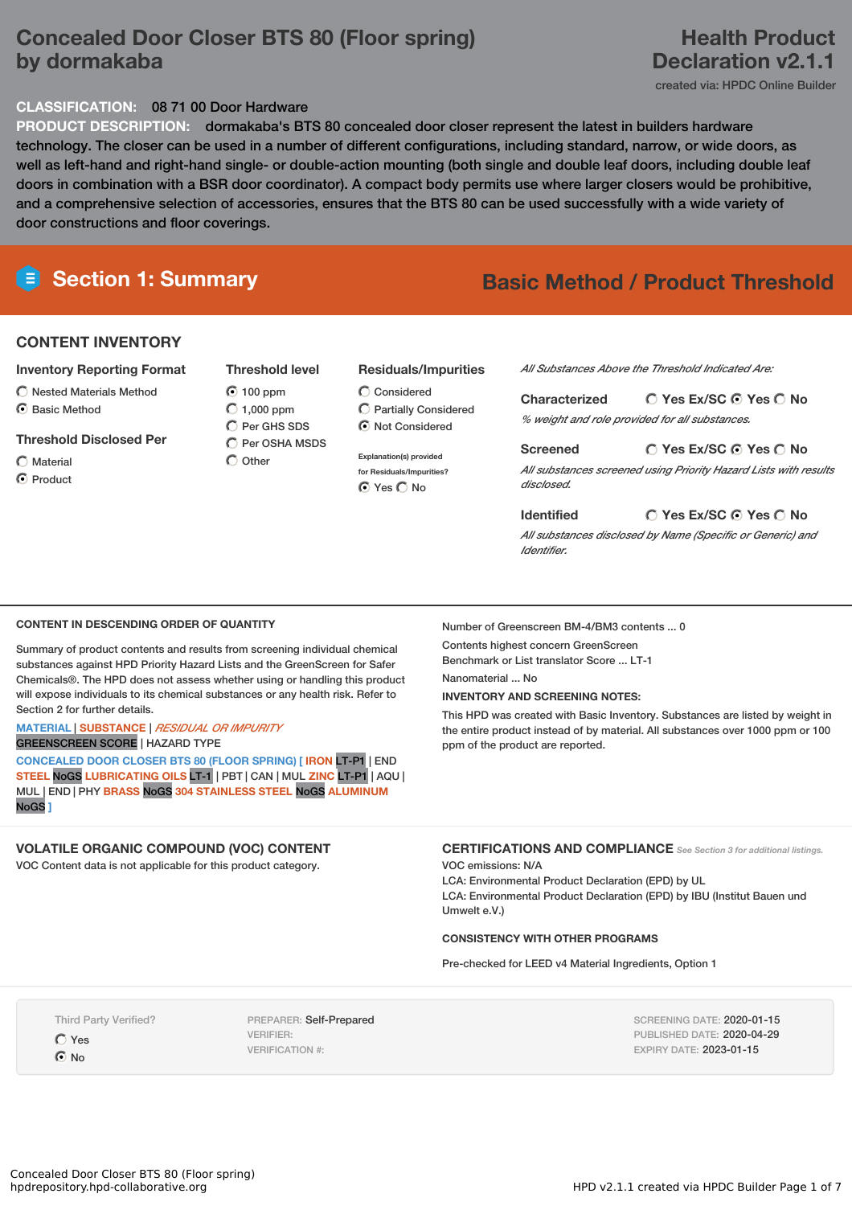# Concealed Door Closer BTS 80 (Floor spring) by dormakaba

## Health Product Declaration v2.1.1

created via: HPDC Online Builder

**CLASSIFICATION:** 08 71 00 Door Hardware

**PRODUCT DESCRIPTION:** dormakaba's BTS 80 concealed door closer represent the latest in builders hardware technology. The closer can be used in a number of different configurations, including standard, narrow, or wide doors, as well as left-hand and right-hand single- or double-action mounting (both single and double leaf doors, including double leaf doors in combination with a BSR door coordinator). A compact body permits use where larger closers would be prohibitive, and a comprehensive selection of accessories, ensures that the BTS 80 can be used successfully with a wide variety of door constructions and floor coverings.

## Section 1: Summary

**Basic Method / Product Threshold**

### CONTENT INVENTORY

**Inventory Reporting Format**
- ○ Nested Materials Method
- ◉ Basic Method

**Threshold Disclosed Per**
- ○ Material
- ◉ Product

**Threshold level**
- ◉ 100 ppm
- ○ 1,000 ppm
- ○ Per GHS SDS
- ○ Per OSHA MSDS
- ○ Other

**Residuals/Impurities**
- ○ Considered
- ○ Partially Considered
- ◉ Not Considered

Explanation(s) provided for Residuals/Impurities?
- ◉ Yes ○ No

*All Substances Above the Threshold Indicated Are:*

**Characterized** ○ Yes Ex/SC ◉ Yes ○ No
*% weight and role provided for all substances.*

**Screened** ○ Yes Ex/SC ◉ Yes ○ No
*All substances screened using Priority Hazard Lists with results disclosed.*

**Identified** ○ Yes Ex/SC ◉ Yes ○ No
*All substances disclosed by Name (Specific or Generic) and Identifier.*

### CONTENT IN DESCENDING ORDER OF QUANTITY

Summary of product contents and results from screening individual chemical substances against HPD Priority Hazard Lists and the GreenScreen for Safer Chemicals®. The HPD does not assess whether using or handling this product will expose individuals to its chemical substances or any health risk. Refer to Section 2 for further details.

MATERIAL | SUBSTANCE | *RESIDUAL OR IMPURITY*
GREENSCREEN SCORE | HAZARD TYPE

**CONCEALED DOOR CLOSER BTS 80 (FLOOR SPRING) [ IRON** LT-P1 | END **STEEL** NoGS **LUBRICATING OILS** LT-1 | PBT | CAN | MUL **ZINC** LT-P1 | AQU | MUL | END | PHY **BRASS** NoGS **304 STAINLESS STEEL** NoGS **ALUMINUM** NoGS **]**

Number of Greenscreen BM-4/BM3 contents ... 0

Contents highest concern GreenScreen Benchmark or List translator Score ... LT-1

Nanomaterial ... No

**INVENTORY AND SCREENING NOTES:**

This HPD was created with Basic Inventory. Substances are listed by weight in the entire product instead of by material. All substances over 1000 ppm or 100 ppm of the product are reported.

### VOLATILE ORGANIC COMPOUND (VOC) CONTENT

VOC Content data is not applicable for this product category.

### CERTIFICATIONS AND COMPLIANCE

*See Section 3 for additional listings.*

VOC emissions: N/A
LCA: Environmental Product Declaration (EPD) by UL
LCA: Environmental Product Declaration (EPD) by IBU (Institut Bauen und Umwelt e.V.)

**CONSISTENCY WITH OTHER PROGRAMS**

Pre-checked for LEED v4 Material Ingredients, Option 1

Third Party Verified?
- ○ Yes
- ◉ No

PREPARER: Self-Prepared
VERIFIER:
VERIFICATION #:

SCREENING DATE: 2020-01-15
PUBLISHED DATE: 2020-04-29
EXPIRY DATE: 2023-01-15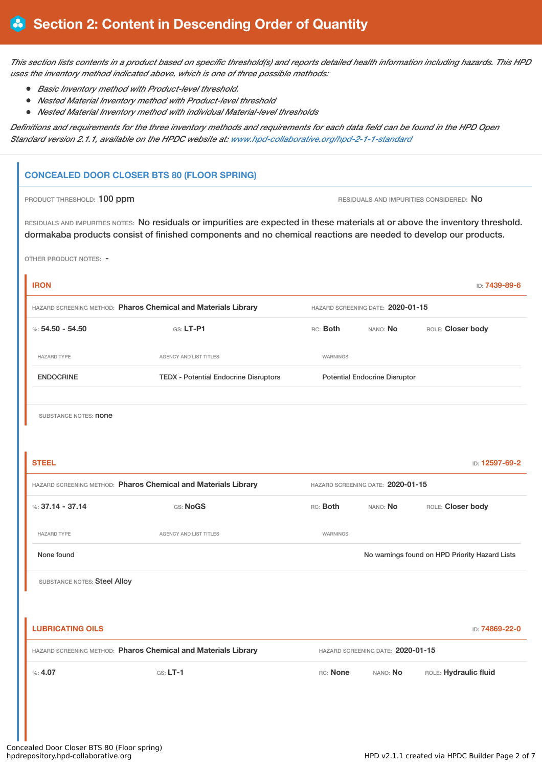# Section 2: Content in Descending Order of Quantity

*This section lists contents in a product based on specific threshold(s) and reports detailed health information including hazards. This HPD uses the inventory method indicated above, which is one of three possible methods:*

- *Basic Inventory method with Product-level threshold.*
- *Nested Material Inventory method with Product-level threshold*
- *Nested Material Inventory method with individual Material-level thresholds*

*Definitions and requirements for the three inventory methods and requirements for each data field can be found in the HPD Open Standard version 2.1.1, available on the HPDC website at: www.hpd-collaborative.org/hpd-2-1-1-standard*

## CONCEALED DOOR CLOSER BTS 80 (FLOOR SPRING)

PRODUCT THRESHOLD: 100 ppm

RESIDUALS AND IMPURITIES CONSIDERED: No

RESIDUALS AND IMPURITIES NOTES: No residuals or impurities are expected in these materials at or above the inventory threshold. dormakaba products consist of finished components and no chemical reactions are needed to develop our products.

OTHER PRODUCT NOTES: -

### IRON

ID: 7439-89-6

HAZARD SCREENING METHOD: **Pharos Chemical and Materials Library**

HAZARD SCREENING DATE: **2020-01-15**

%: **54.50 - 54.50** | GS: **LT-P1** | RC: **Both** | NANO: **No** | ROLE: **Closer body**

| HAZARD TYPE | AGENCY AND LIST TITLES | WARNINGS |
|---|---|---|
| ENDOCRINE | TEDX - Potential Endocrine Disruptors | Potential Endocrine Disruptor |

SUBSTANCE NOTES: none

### STEEL

ID: 12597-69-2

HAZARD SCREENING METHOD: **Pharos Chemical and Materials Library**

HAZARD SCREENING DATE: **2020-01-15**

%: **37.14 - 37.14** | GS: **NoGS** | RC: **Both** | NANO: **No** | ROLE: **Closer body**

| HAZARD TYPE | AGENCY AND LIST TITLES | WARNINGS |
|---|---|---|
| None found | | No warnings found on HPD Priority Hazard Lists |

SUBSTANCE NOTES: Steel Alloy

### LUBRICATING OILS

ID: 74869-22-0

HAZARD SCREENING METHOD: **Pharos Chemical and Materials Library**

HAZARD SCREENING DATE: **2020-01-15**

%: **4.07** | GS: **LT-1** | RC: **None** | NANO: **No** | ROLE: **Hydraulic fluid**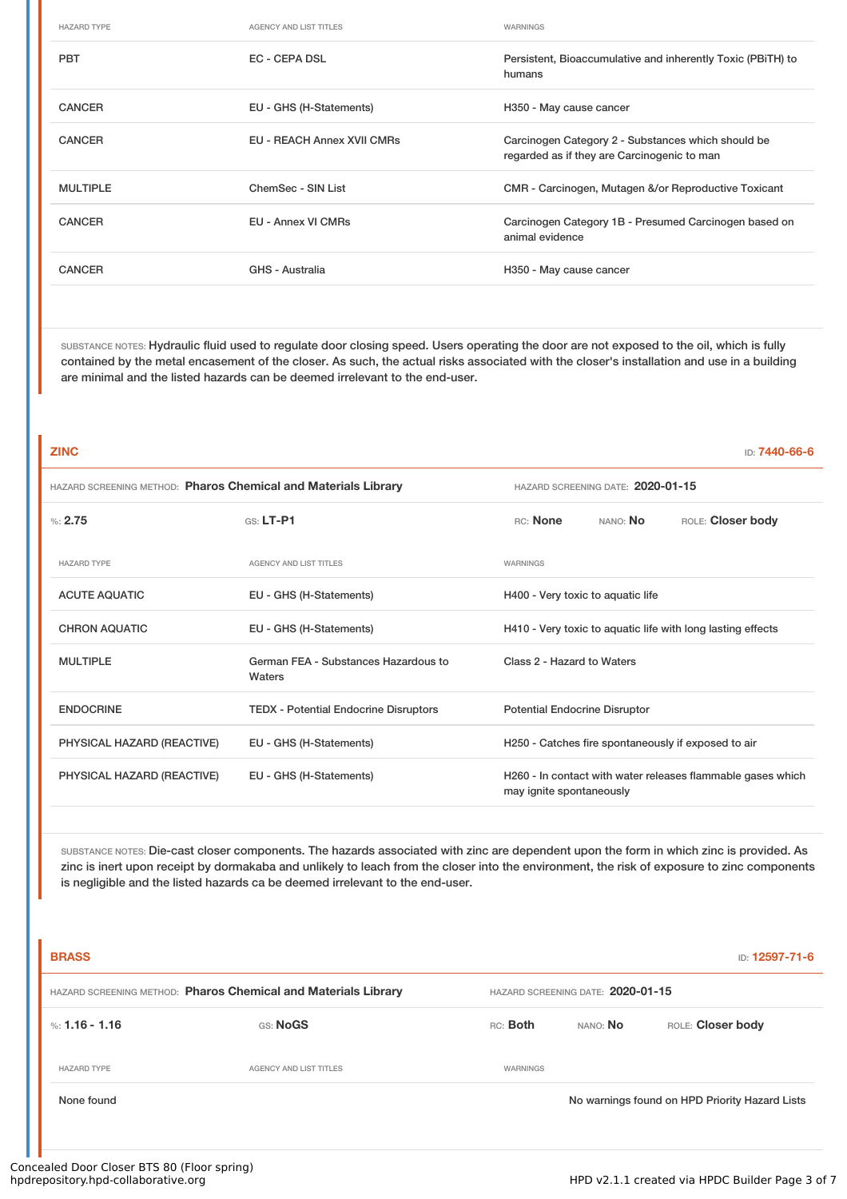| HAZARD TYPE | AGENCY AND LIST TITLES | WARNINGS |
|---|---|---|
| PBT | EC - CEPA DSL | Persistent, Bioaccumulative and inherently Toxic (PBiTH) to humans |
| CANCER | EU - GHS (H-Statements) | H350 - May cause cancer |
| CANCER | EU - REACH Annex XVII CMRs | Carcinogen Category 2 - Substances which should be regarded as if they are Carcinogenic to man |
| MULTIPLE | ChemSec - SIN List | CMR - Carcinogen, Mutagen &/or Reproductive Toxicant |
| CANCER | EU - Annex VI CMRs | Carcinogen Category 1B - Presumed Carcinogen based on animal evidence |
| CANCER | GHS - Australia | H350 - May cause cancer |

SUBSTANCE NOTES: Hydraulic fluid used to regulate door closing speed. Users operating the door are not exposed to the oil, which is fully contained by the metal encasement of the closer. As such, the actual risks associated with the closer's installation and use in a building are minimal and the listed hazards can be deemed irrelevant to the end-user.

## ZINC

ID: 7440-66-6

HAZARD SCREENING METHOD: **Pharos Chemical and Materials Library** HAZARD SCREENING DATE: **2020-01-15**

%: **2.75** GS: **LT-P1** RC: **None** NANO: **No** ROLE: **Closer body**

| HAZARD TYPE | AGENCY AND LIST TITLES | WARNINGS |
|---|---|---|
| ACUTE AQUATIC | EU - GHS (H-Statements) | H400 - Very toxic to aquatic life |
| CHRON AQUATIC | EU - GHS (H-Statements) | H410 - Very toxic to aquatic life with long lasting effects |
| MULTIPLE | German FEA - Substances Hazardous to Waters | Class 2 - Hazard to Waters |
| ENDOCRINE | TEDX - Potential Endocrine Disruptors | Potential Endocrine Disruptor |
| PHYSICAL HAZARD (REACTIVE) | EU - GHS (H-Statements) | H250 - Catches fire spontaneously if exposed to air |
| PHYSICAL HAZARD (REACTIVE) | EU - GHS (H-Statements) | H260 - In contact with water releases flammable gases which may ignite spontaneously |

SUBSTANCE NOTES: Die-cast closer components. The hazards associated with zinc are dependent upon the form in which zinc is provided. As zinc is inert upon receipt by dormakaba and unlikely to leach from the closer into the environment, the risk of exposure to zinc components is negligible and the listed hazards ca be deemed irrelevant to the end-user.

## BRASS

ID: 12597-71-6

HAZARD SCREENING METHOD: **Pharos Chemical and Materials Library** HAZARD SCREENING DATE: **2020-01-15**

%: **1.16 - 1.16** GS: **NoGS** RC: **Both** NANO: **No** ROLE: **Closer body**

| HAZARD TYPE | AGENCY AND LIST TITLES | WARNINGS |
|---|---|---|
| None found | | No warnings found on HPD Priority Hazard Lists |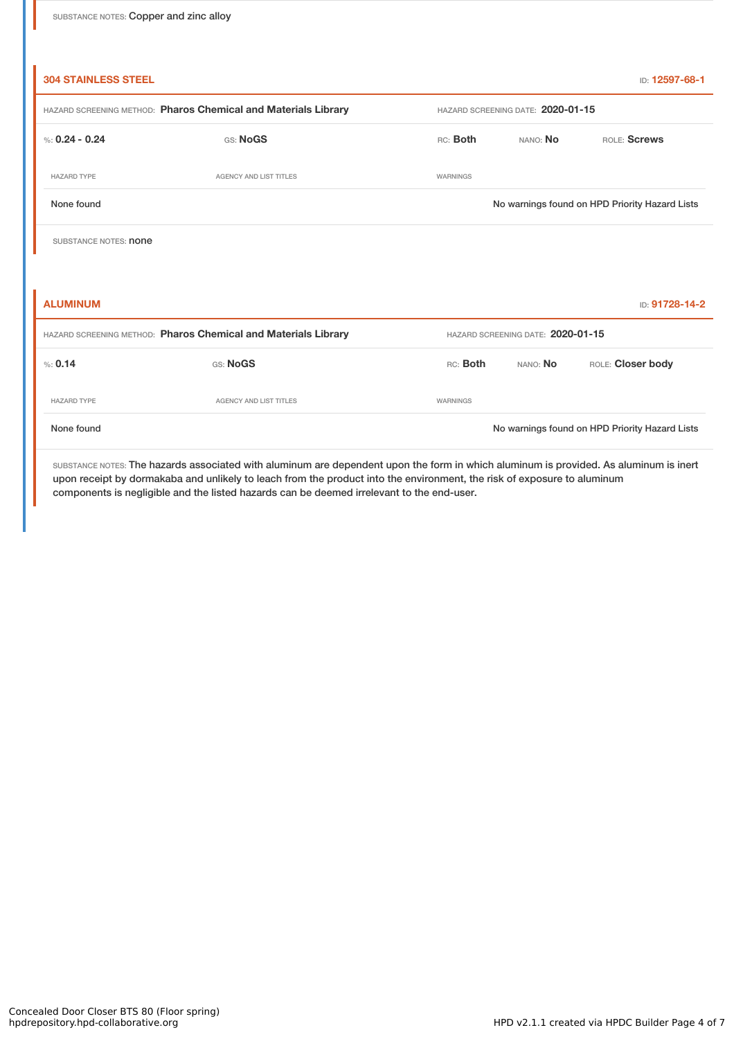SUBSTANCE NOTES: Copper and zinc alloy

### 304 STAINLESS STEEL

ID: 12597-68-1

HAZARD SCREENING METHOD: **Pharos Chemical and Materials Library** HAZARD SCREENING DATE: **2020-01-15**

%: **0.24 - 0.24** GS: **NoGS** RC: **Both** NANO: **No** ROLE: **Screws**

| HAZARD TYPE | AGENCY AND LIST TITLES | WARNINGS |
|---|---|---|
| None found | | No warnings found on HPD Priority Hazard Lists |

SUBSTANCE NOTES: none

### ALUMINUM

ID: 91728-14-2

HAZARD SCREENING METHOD: **Pharos Chemical and Materials Library** HAZARD SCREENING DATE: **2020-01-15**

%: **0.14** GS: **NoGS** RC: **Both** NANO: **No** ROLE: **Closer body**

| HAZARD TYPE | AGENCY AND LIST TITLES | WARNINGS |
|---|---|---|
| None found | | No warnings found on HPD Priority Hazard Lists |

SUBSTANCE NOTES: The hazards associated with aluminum are dependent upon the form in which aluminum is provided. As aluminum is inert upon receipt by dormakaba and unlikely to leach from the product into the environment, the risk of exposure to aluminum components is negligible and the listed hazards can be deemed irrelevant to the end-user.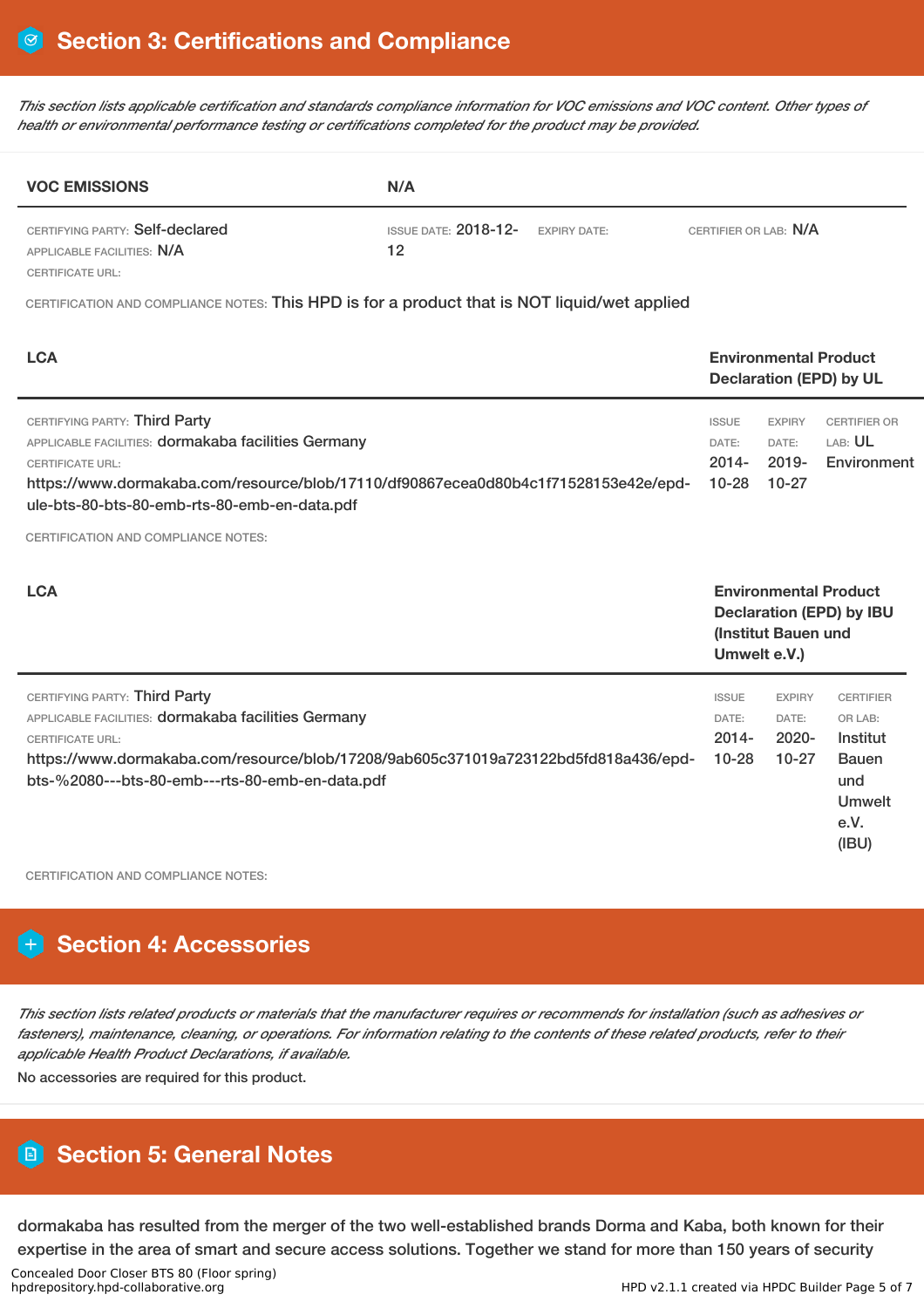## Section 3: Certifications and Compliance

*This section lists applicable certification and standards compliance information for VOC emissions and VOC content. Other types of health or environmental performance testing or certifications completed for the product may be provided.*

**VOC EMISSIONS** | **N/A**

CERTIFYING PARTY: Self-declared
APPLICABLE FACILITIES: N/A
CERTIFICATE URL:

ISSUE DATE: 2018-12-12
EXPIRY DATE:
CERTIFIER OR LAB: N/A

CERTIFICATION AND COMPLIANCE NOTES: This HPD is for a product that is NOT liquid/wet applied

**LCA** | **Environmental Product Declaration (EPD) by UL**

CERTIFYING PARTY: Third Party
APPLICABLE FACILITIES: dormakaba facilities Germany
CERTIFICATE URL:
https://www.dormakaba.com/resource/blob/17110/df90867ecea0d80b4c1f71528153e42e/epd-ule-bts-80-bts-80-emb-rts-80-emb-en-data.pdf

ISSUE DATE: 2014-10-28
EXPIRY DATE: 2019-10-27
CERTIFIER OR LAB: UL Environment

CERTIFICATION AND COMPLIANCE NOTES:

**LCA** | **Environmental Product Declaration (EPD) by IBU (Institut Bauen und Umwelt e.V.)**

CERTIFYING PARTY: Third Party
APPLICABLE FACILITIES: dormakaba facilities Germany
CERTIFICATE URL:
https://www.dormakaba.com/resource/blob/17208/9ab605c371019a723122bd5fd818a436/epd-bts-%2080---bts-80-emb---rts-80-emb-en-data.pdf

ISSUE DATE: 2014-10-28
EXPIRY DATE: 2020-10-27
CERTIFIER OR LAB: Institut Bauen und Umwelt e.V. (IBU)

CERTIFICATION AND COMPLIANCE NOTES:

## Section 4: Accessories

*This section lists related products or materials that the manufacturer requires or recommends for installation (such as adhesives or fasteners), maintenance, cleaning, or operations. For information relating to the contents of these related products, refer to their applicable Health Product Declarations, if available.*

No accessories are required for this product.

## Section 5: General Notes

dormakaba has resulted from the merger of the two well-established brands Dorma and Kaba, both known for their expertise in the area of smart and secure access solutions. Together we stand for more than 150 years of security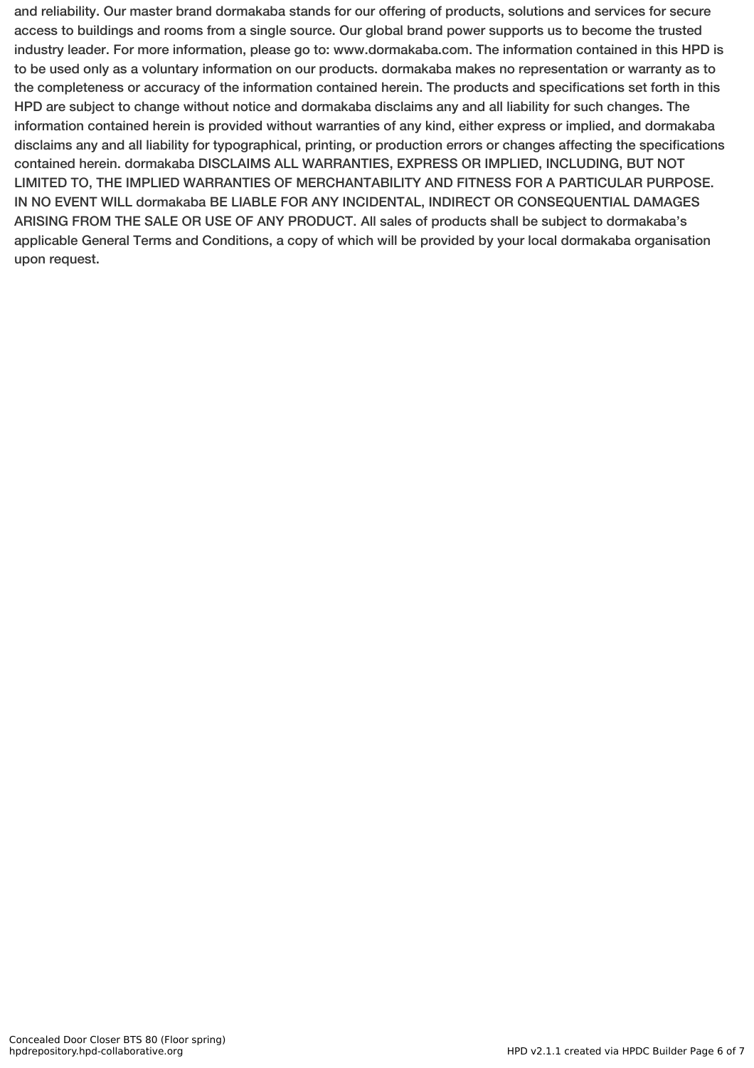and reliability. Our master brand dormakaba stands for our offering of products, solutions and services for secure access to buildings and rooms from a single source. Our global brand power supports us to become the trusted industry leader. For more information, please go to: www.dormakaba.com. The information contained in this HPD is to be used only as a voluntary information on our products. dormakaba makes no representation or warranty as to the completeness or accuracy of the information contained herein. The products and specifications set forth in this HPD are subject to change without notice and dormakaba disclaims any and all liability for such changes. The information contained herein is provided without warranties of any kind, either express or implied, and dormakaba disclaims any and all liability for typographical, printing, or production errors or changes affecting the specifications contained herein. dormakaba DISCLAIMS ALL WARRANTIES, EXPRESS OR IMPLIED, INCLUDING, BUT NOT LIMITED TO, THE IMPLIED WARRANTIES OF MERCHANTABILITY AND FITNESS FOR A PARTICULAR PURPOSE. IN NO EVENT WILL dormakaba BE LIABLE FOR ANY INCIDENTAL, INDIRECT OR CONSEQUENTIAL DAMAGES ARISING FROM THE SALE OR USE OF ANY PRODUCT. All sales of products shall be subject to dormakaba's applicable General Terms and Conditions, a copy of which will be provided by your local dormakaba organisation upon request.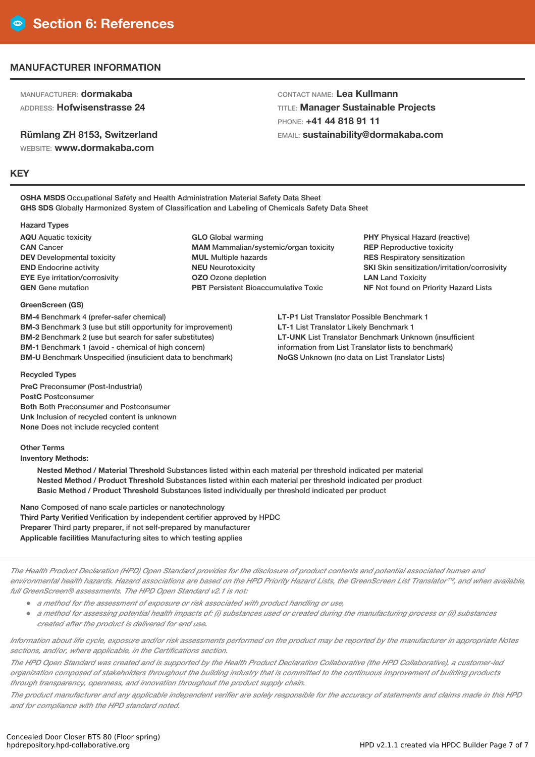# Section 6: References

## MANUFACTURER INFORMATION

MANUFACTURER: **dormakaba**
ADDRESS: **Hofwisenstrasse 24**

**Rümlang ZH 8153, Switzerland**
WEBSITE: **www.dormakaba.com**

CONTACT NAME: **Lea Kullmann**
TITLE: **Manager Sustainable Projects**
PHONE: **+41 44 818 91 11**
EMAIL: **sustainability@dormakaba.com**

## KEY

**OSHA MSDS** Occupational Safety and Health Administration Material Safety Data Sheet
**GHS SDS** Globally Harmonized System of Classification and Labeling of Chemicals Safety Data Sheet

**Hazard Types**

**AQU** Aquatic toxicity
**CAN** Cancer
**DEV** Developmental toxicity
**END** Endocrine activity
**EYE** Eye irritation/corrosivity
**GEN** Gene mutation
**GLO** Global warming
**MAM** Mammalian/systemic/organ toxicity
**MUL** Multiple hazards
**NEU** Neurotoxicity
**OZO** Ozone depletion
**PBT** Persistent Bioaccumulative Toxic
**PHY** Physical Hazard (reactive)
**REP** Reproductive toxicity
**RES** Respiratory sensitization
**SKI** Skin sensitization/irritation/corrosivity
**LAN** Land Toxicity
**NF** Not found on Priority Hazard Lists

**GreenScreen (GS)**

**BM-4** Benchmark 4 (prefer-safer chemical)
**BM-3** Benchmark 3 (use but still opportunity for improvement)
**BM-2** Benchmark 2 (use but search for safer substitutes)
**BM-1** Benchmark 1 (avoid - chemical of high concern)
**BM-U** Benchmark Unspecified (insuficient data to benchmark)
**LT-P1** List Translator Possible Benchmark 1
**LT-1** List Translator Likely Benchmark 1
**LT-UNK** List Translator Benchmark Unknown (insufficient information from List Translator lists to benchmark)
**NoGS** Unknown (no data on List Translator Lists)

**Recycled Types**

**PreC** Preconsumer (Post-Industrial)
**PostC** Postconsumer
**Both** Both Preconsumer and Postconsumer
**Unk** Inclusion of recycled content is unknown
**None** Does not include recycled content

**Other Terms**
**Inventory Methods:**

- **Nested Method / Material Threshold** Substances listed within each material per threshold indicated per material
- **Nested Method / Product Threshold** Substances listed within each material per threshold indicated per product
- **Basic Method / Product Threshold** Substances listed individually per threshold indicated per product

**Nano** Composed of nano scale particles or nanotechnology
**Third Party Verified** Verification by independent certifier approved by HPDC
**Preparer** Third party preparer, if not self-prepared by manufacturer
**Applicable facilities** Manufacturing sites to which testing applies

*The Health Product Declaration (HPD) Open Standard provides for the disclosure of product contents and potential associated human and environmental health hazards. Hazard associations are based on the HPD Priority Hazard Lists, the GreenScreen List Translator™, and when available, full GreenScreen® assessments. The HPD Open Standard v2.1 is not:*

- *a method for the assessment of exposure or risk associated with product handling or use,*
- *a method for assessing potential health impacts of: (i) substances used or created during the manufacturing process or (ii) substances created after the product is delivered for end use.*

*Information about life cycle, exposure and/or risk assessments performed on the product may be reported by the manufacturer in appropriate Notes sections, and/or, where applicable, in the Certifications section.*

*The HPD Open Standard was created and is supported by the Health Product Declaration Collaborative (the HPD Collaborative), a customer-led organization composed of stakeholders throughout the building industry that is committed to the continuous improvement of building products through transparency, openness, and innovation throughout the product supply chain.*

*The product manufacturer and any applicable independent verifier are solely responsible for the accuracy of statements and claims made in this HPD and for compliance with the HPD standard noted.*